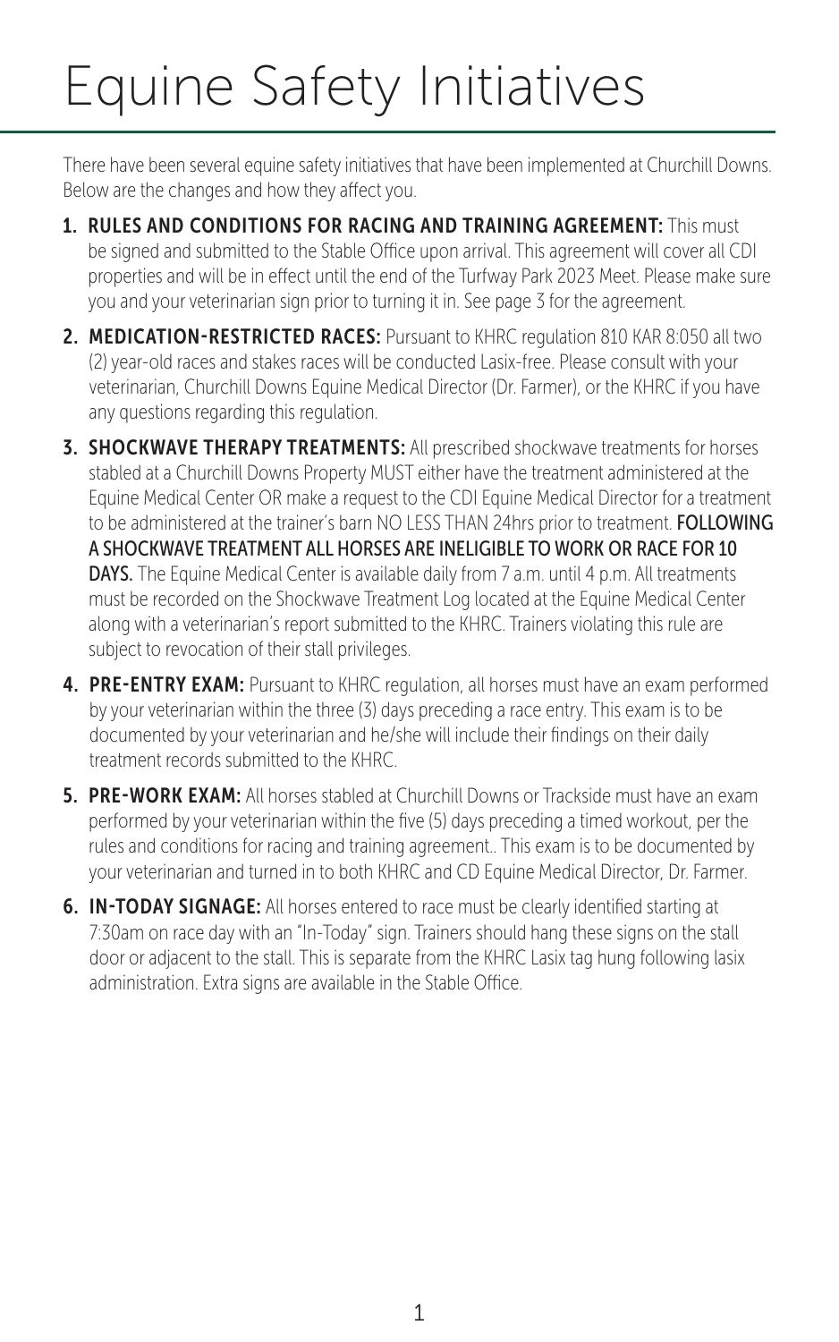# Equine Safety Initiatives

There have been several equine safety initiatives that have been implemented at Churchill Downs. Below are the changes and how they affect you.

1. **RULES AND CONDITIONS FOR RACING AND TRAINING AGREEMENT:** This must be signed and submitted to the Stable Office upon arrival. This agreement will cover all CDI properties and will be in effect until the end of the Turfway Park 2023 Meet. Please make sure you and your veterinarian sign prior to turning it in. See page 3 for the agreement.

2. **MEDICATION-RESTRICTED RACES:** Pursuant to KHRC regulation 810 KAR 8:050 all two (2) year-old races and stakes races will be conducted Lasix-free. Please consult with your veterinarian, Churchill Downs Equine Medical Director (Dr. Farmer), or the KHRC if you have any questions regarding this regulation.

3. **SHOCKWAVE THERAPY TREATMENTS:** All prescribed shockwave treatments for horses stabled at a Churchill Downs Property MUST either have the treatment administered at the Equine Medical Center OR make a request to the CDI Equine Medical Director for a treatment to be administered at the trainer's barn NO LESS THAN 24hrs prior to treatment. **FOLLOWING A SHOCKWAVE TREATMENT ALL HORSES ARE INELIGIBLE TO WORK OR RACE FOR 10 DAYS.** The Equine Medical Center is available daily from 7 a.m. until 4 p.m. All treatments must be recorded on the Shockwave Treatment Log located at the Equine Medical Center along with a veterinarian's report submitted to the KHRC. Trainers violating this rule are subject to revocation of their stall privileges.

4. **PRE-ENTRY EXAM:** Pursuant to KHRC regulation, all horses must have an exam performed by your veterinarian within the three (3) days preceding a race entry. This exam is to be documented by your veterinarian and he/she will include their findings on their daily treatment records submitted to the KHRC.

5. **PRE-WORK EXAM:** All horses stabled at Churchill Downs or Trackside must have an exam performed by your veterinarian within the five (5) days preceding a timed workout, per the rules and conditions for racing and training agreement.. This exam is to be documented by your veterinarian and turned in to both KHRC and CD Equine Medical Director, Dr. Farmer.

6. **IN-TODAY SIGNAGE:** All horses entered to race must be clearly identified starting at 7:30am on race day with an "In-Today" sign. Trainers should hang these signs on the stall door or adjacent to the stall. This is separate from the KHRC Lasix tag hung following lasix administration. Extra signs are available in the Stable Office.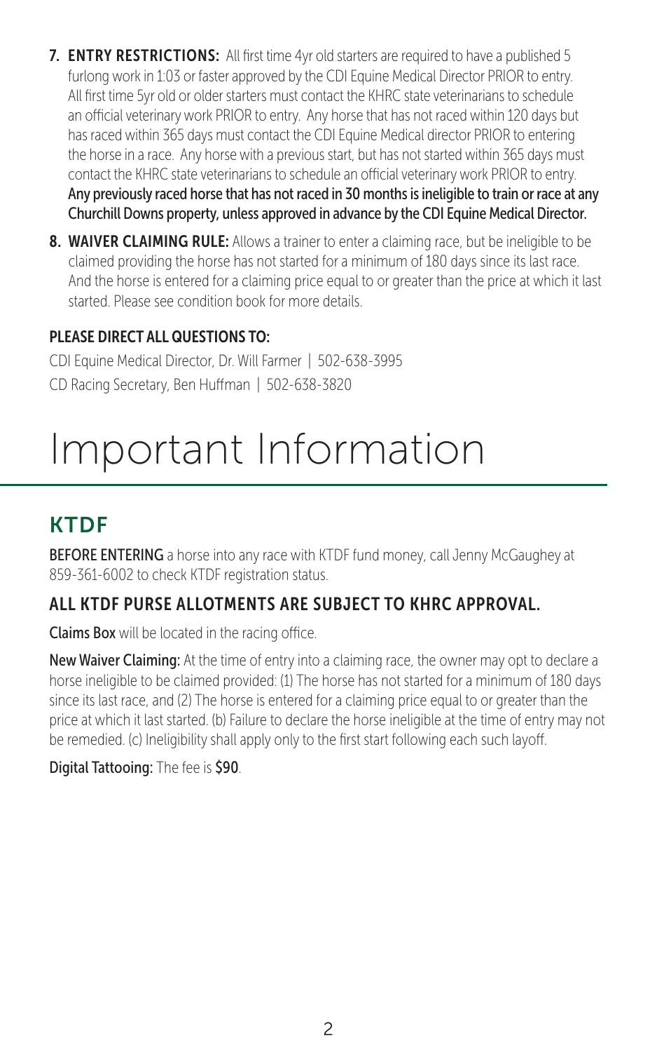7. **ENTRY RESTRICTIONS:** All first time 4yr old starters are required to have a published 5 furlong work in 1:03 or faster approved by the CDI Equine Medical Director PRIOR to entry. All first time 5yr old or older starters must contact the KHRC state veterinarians to schedule an official veterinary work PRIOR to entry. Any horse that has not raced within 120 days but has raced within 365 days must contact the CDI Equine Medical director PRIOR to entering the horse in a race. Any horse with a previous start, but has not started within 365 days must contact the KHRC state veterinarians to schedule an official veterinary work PRIOR to entry. **Any previously raced horse that has not raced in 30 months is ineligible to train or race at any Churchill Downs property, unless approved in advance by the CDI Equine Medical Director.**

8. **WAIVER CLAIMING RULE:** Allows a trainer to enter a claiming race, but be ineligible to be claimed providing the horse has not started for a minimum of 180 days since its last race. And the horse is entered for a claiming price equal to or greater than the price at which it last started. Please see condition book for more details.

**PLEASE DIRECT ALL QUESTIONS TO:**

CDI Equine Medical Director, Dr. Will Farmer | 502-638-3995

CD Racing Secretary, Ben Huffman | 502-638-3820

# Important Information

## KTDF

**BEFORE ENTERING** a horse into any race with KTDF fund money, call Jenny McGaughey at 859-361-6002 to check KTDF registration status.

### ALL KTDF PURSE ALLOTMENTS ARE SUBJECT TO KHRC APPROVAL.

**Claims Box** will be located in the racing office.

**New Waiver Claiming:** At the time of entry into a claiming race, the owner may opt to declare a horse ineligible to be claimed provided: (1) The horse has not started for a minimum of 180 days since its last race, and (2) The horse is entered for a claiming price equal to or greater than the price at which it last started. (b) Failure to declare the horse ineligible at the time of entry may not be remedied. (c) Ineligibility shall apply only to the first start following each such layoff.

**Digital Tattooing:** The fee is **$90**.